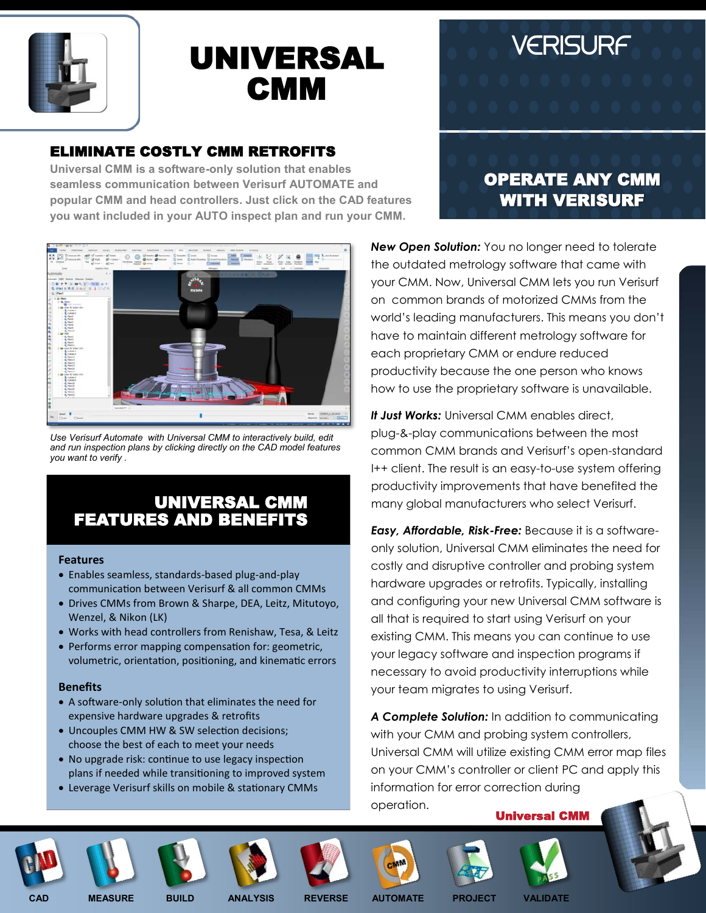# UNIVERSAL CMM

VERISURF

## ELIMINATE COSTLY CMM RETROFITS

Universal CMM is a software-only solution that enables seamless communication between Verisurf AUTOMATE and popular CMM and head controllers. Just click on the CAD features you want included in your AUTO inspect plan and run your CMM.

## OPERATE ANY CMM WITH VERISURF

*Use Verisurf Automate with Universal CMM to interactively build, edit and run inspection plans by clicking directly on the CAD model features you want to verify .*

## UNIVERSAL CMM FEATURES AND BENEFITS

### Features

- Enables seamless, standards-based plug-and-play communication between Verisurf & all common CMMs
- Drives CMMs from Brown & Sharpe, DEA, Leitz, Mitutoyo, Wenzel, & Nikon (LK)
- Works with head controllers from Renishaw, Tesa, & Leitz
- Performs error mapping compensation for: geometric, volumetric, orientation, positioning, and kinematic errors

### Benefits

- A software-only solution that eliminates the need for expensive hardware upgrades & retrofits
- Uncouples CMM HW & SW selection decisions; choose the best of each to meet your needs
- No upgrade risk: continue to use legacy inspection plans if needed while transitioning to improved system
- Leverage Verisurf skills on mobile & stationary CMMs

***New Open Solution:*** You no longer need to tolerate the outdated metrology software that came with your CMM. Now, Universal CMM lets you run Verisurf on common brands of motorized CMMs from the world's leading manufacturers. This means you don't have to maintain different metrology software for each proprietary CMM or endure reduced productivity because the one person who knows how to use the proprietary software is unavailable.

***It Just Works:*** Universal CMM enables direct, plug-&-play communications between the most common CMM brands and Verisurf's open-standard I++ client. The result is an easy-to-use system offering productivity improvements that have benefited the many global manufacturers who select Verisurf.

***Easy, Affordable, Risk-Free:*** Because it is a software-only solution, Universal CMM eliminates the need for costly and disruptive controller and probing system hardware upgrades or retrofits. Typically, installing and configuring your new Universal CMM software is all that is required to start using Verisurf on your existing CMM. This means you can continue to use your legacy software and inspection programs if necessary to avoid productivity interruptions while your team migrates to using Verisurf.

***A Complete Solution:*** In addition to communicating with your CMM and probing system controllers, Universal CMM will utilize existing CMM error map files on your CMM's controller or client PC and apply this information for error correction during operation.

**Universal CMM**

CAD MEASURE BUILD ANALYSIS REVERSE AUTOMATE PROJECT VALIDATE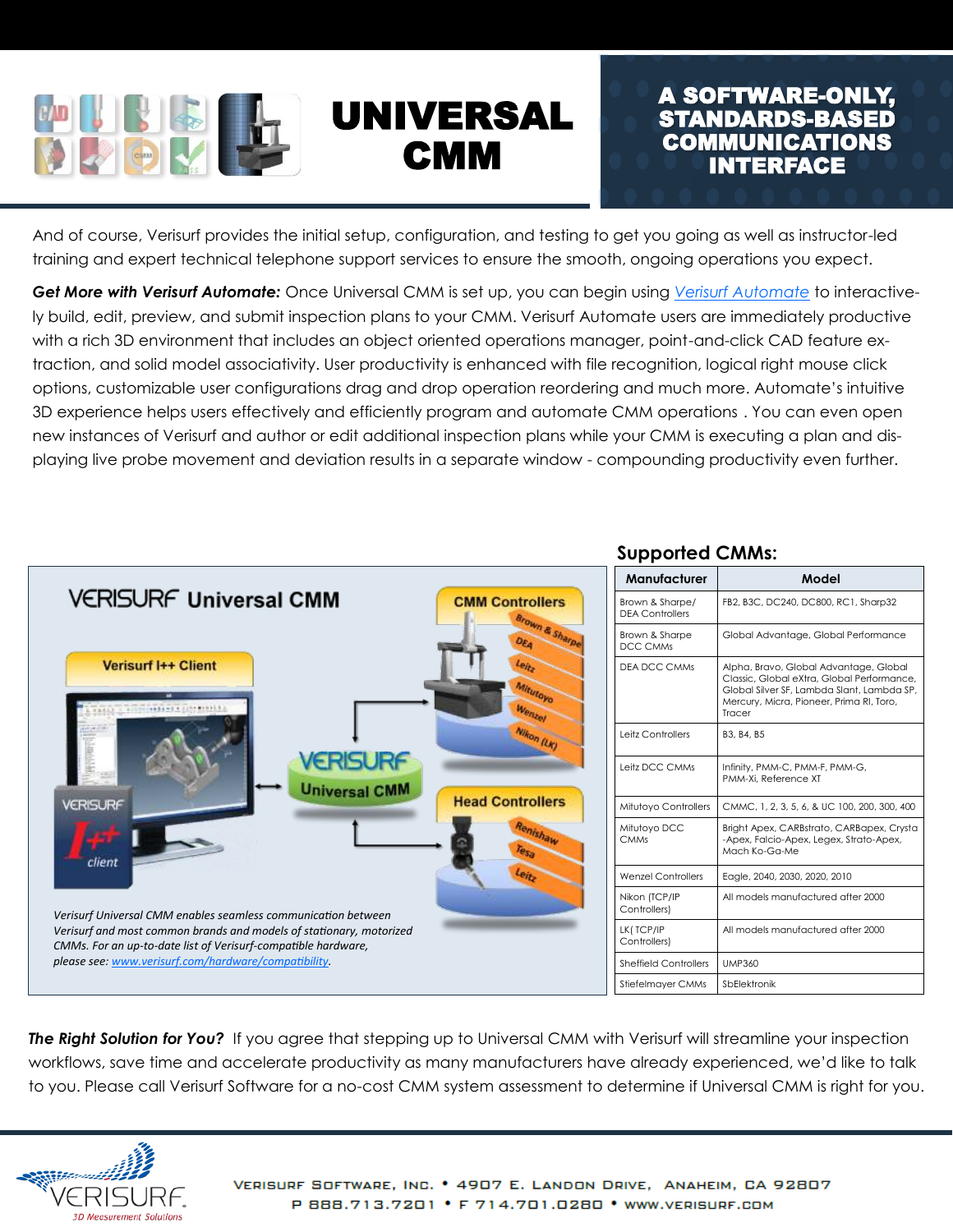# UNIVERSAL CMM

## A SOFTWARE-ONLY, STANDARDS-BASED COMMUNICATIONS INTERFACE

And of course, Verisurf provides the initial setup, configuration, and testing to get you going as well as instructor-led training and expert technical telephone support services to ensure the smooth, ongoing operations you expect.

***Get More with Verisurf Automate:*** Once Universal CMM is set up, you can begin using [Verisurf Automate] to interactively build, edit, preview, and submit inspection plans to your CMM. Verisurf Automate users are immediately productive with a rich 3D environment that includes an object oriented operations manager, point-and-click CAD feature extraction, and solid model associativity. User productivity is enhanced with file recognition, logical right mouse click options, customizable user configurations drag and drop operation reordering and much more. Automate's intuitive 3D experience helps users effectively and efficiently program and automate CMM operations . You can even open new instances of Verisurf and author or edit additional inspection plans while your CMM is executing a plan and displaying live probe movement and deviation results in a separate window - compounding productivity even further.

VERISURF Universal CMM

Verisurf I++ Client

VERISURF Universal CMM

CMM Controllers: Brown & Sharpe, DEA, Leitz, Mitutoyo, Wenzel, Nikon (LK)

Head Controllers: Renishaw, Tesa, Leitz

VERISURF I++ client

*Verisurf Universal CMM enables seamless communication between Verisurf and most common brands and models of stationary, motorized CMMs. For an up-to-date list of Verisurf-compatible hardware, please see: www.verisurf.com/hardware/compatibility.*

### Supported CMMs:

| Manufacturer | Model |
|---|---|
| Brown & Sharpe/ DEA Controllers | FB2, B3C, DC240, DC800, RC1, Sharp32 |
| Brown & Sharpe DCC CMMs | Global Advantage, Global Performance |
| DEA DCC CMMs | Alpha, Bravo, Global Advantage, Global Classic, Global eXtra, Global Performance, Global Silver SF, Lambda Slant, Lambda SP, Mercury, Micra, Pioneer, Prima RI, Toro, Tracer |
| Leitz Controllers | B3, B4, B5 |
| Leitz DCC CMMs | Infinity, PMM-C, PMM-F, PMM-G, PMM-Xi, Reference XT |
| Mitutoyo Controllers | CMMC, 1, 2, 3, 5, 6, & UC 100, 200, 300, 400 |
| Mitutoyo DCC CMMs | Bright Apex, CARBstrato, CARBapex, Crysta-Apex, Falcio-Apex, Legex, Strato-Apex, Mach Ko-Ga-Me |
| Wenzel Controllers | Eagle, 2040, 2030, 2020, 2010 |
| Nikon (TCP/IP Controllers) | All models manufactured after 2000 |
| LK( TCP/IP Controllers) | All models manufactured after 2000 |
| Sheffield Controllers | UMP360 |
| Stiefelmayer CMMs | SbElektronik |

***The Right Solution for You?*** If you agree that stepping up to Universal CMM with Verisurf will streamline your inspection workflows, save time and accelerate productivity as many manufacturers have already experienced, we'd like to talk to you. Please call Verisurf Software for a no-cost CMM system assessment to determine if Universal CMM is right for you.

VERISURF 3D Measurement Solutions

Verisurf Software, Inc. • 4907 E. Landon Drive, Anaheim, CA 92807
P 888.713.7201 • F 714.701.0280 • www.verisurf.com